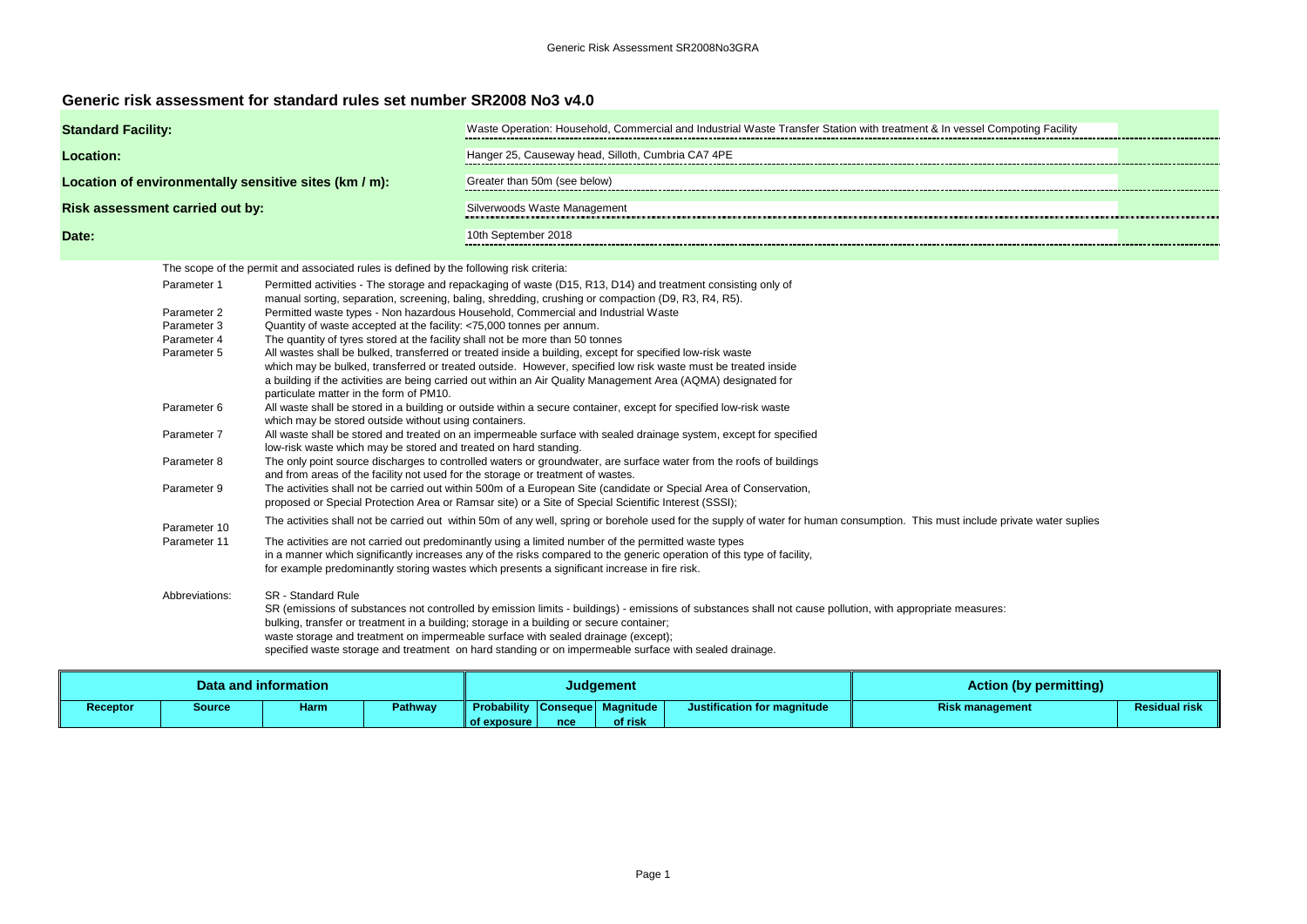## Generic risk assessment for standard rules set number SR2008 No3 v4.0

| | |
|---|---|
| **Standard Facility:** | Waste Operation: Household, Commercial and Industrial Waste Transfer Station with treatment & In vessel Compoting Facility |
| **Location:** | Hanger 25, Causeway head, Silloth, Cumbria CA7 4PE |
| **Location of environmentally sensitive sites (km / m):** | Greater than 50m (see below) |
| **Risk assessment carried out by:** | Silverwoods Waste Management |
| **Date:** | 10th September 2018 |

The scope of the permit and associated rules is defined by the following risk criteria:

| | |
|---|---|
| Parameter 1 | Permitted activities - The storage and repackaging of waste (D15, R13, D14) and treatment consisting only of manual sorting, separation, screening, baling, shredding, crushing or compaction (D9, R3, R4, R5). |
| Parameter 2 | Permitted waste types - Non hazardous Household, Commercial and Industrial Waste |
| Parameter 3 | Quantity of waste accepted at the facility: <75,000 tonnes per annum. |
| Parameter 4 | The quantity of tyres stored at the facility shall not be more than 50 tonnes |
| Parameter 5 | All wastes shall be bulked, transferred or treated inside a building, except for specified low-risk waste which may be bulked, transferred or treated outside. However, specified low risk waste must be treated inside a building if the activities are being carried out within an Air Quality Management Area (AQMA) designated for particulate matter in the form of PM10. |
| Parameter 6 | All waste shall be stored in a building or outside within a secure container, except for specified low-risk waste which may be stored outside without using containers. |
| Parameter 7 | All waste shall be stored and treated on an impermeable surface with sealed drainage system, except for specified low-risk waste which may be stored and treated on hard standing. |
| Parameter 8 | The only point source discharges to controlled waters or groundwater, are surface water from the roofs of buildings and from areas of the facility not used for the storage or treatment of wastes. |
| Parameter 9 | The activities shall not be carried out within 500m of a European Site (candidate or Special Area of Conservation, proposed or Special Protection Area or Ramsar site) or a Site of Special Scientific Interest (SSSI); |
| Parameter 10 | The activities shall not be carried out within 50m of any well, spring or borehole used for the supply of water for human consumption. This must include private water suplies |
| Parameter 11 | The activities are not carried out predominantly using a limited number of the permitted waste types in a manner which significantly increases any of the risks compared to the generic operation of this type of facility, for example predominantly storing wastes which presents a significant increase in fire risk. |

Abbreviations: SR - Standard Rule
SR (emissions of substances not controlled by emission limits - buildings) - emissions of substances shall not cause pollution, with appropriate measures:
bulking, transfer or treatment in a building; storage in a building or secure container;
waste storage and treatment on impermeable surface with sealed drainage (except);
specified waste storage and treatment on hard standing or on impermeable surface with sealed drainage.

| Data and information | | | | Judgement | | | | Action (by permitting) | |
|---|---|---|---|---|---|---|---|---|---|
| **Receptor** | **Source** | **Harm** | **Pathway** | **Probability of exposure** | **Consequence** | **Magnitude of risk** | **Justification for magnitude** | **Risk management** | **Residual risk** |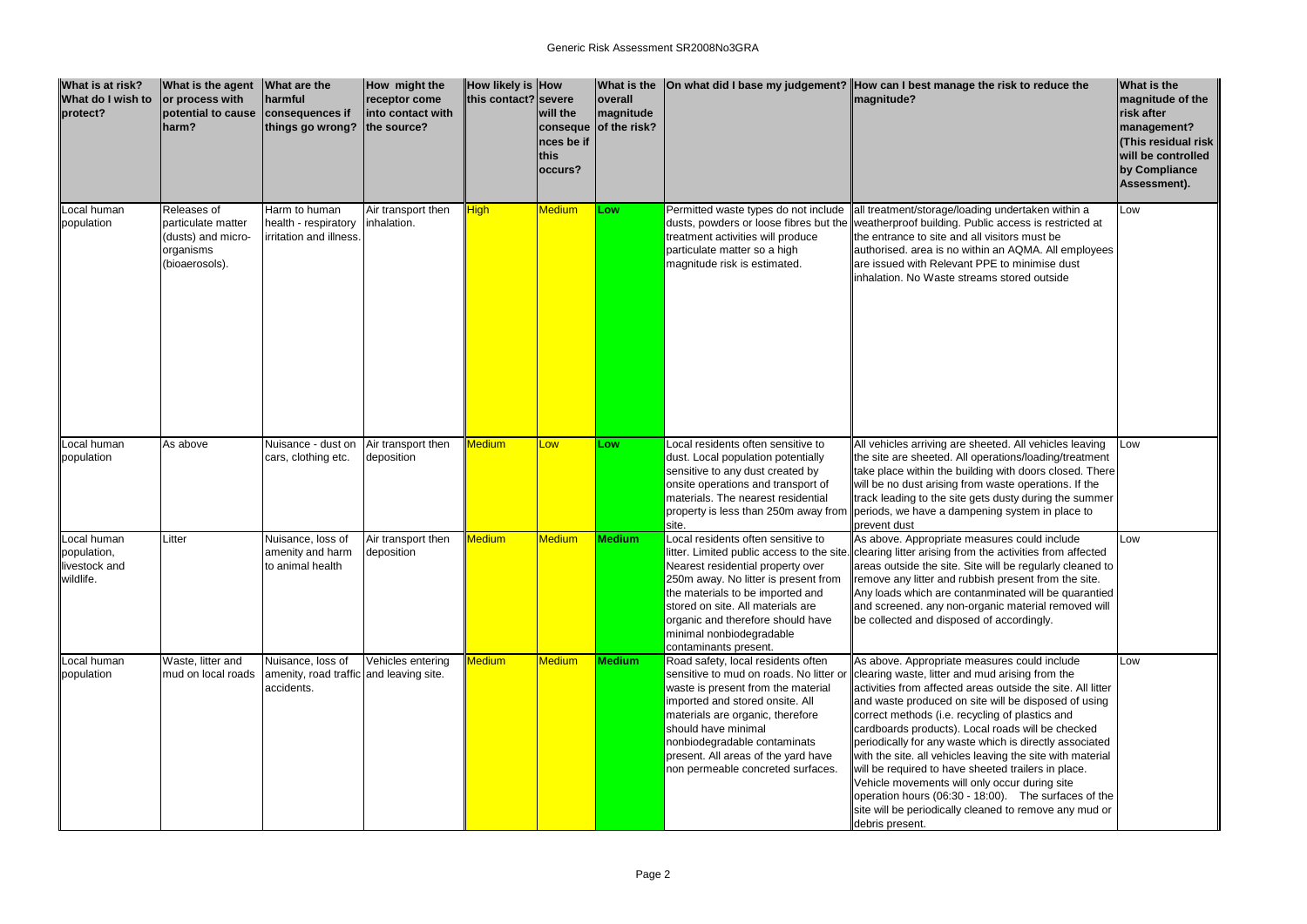| What is at risk? What do I wish to protect? | What is the agent or process with potential to cause harm? | What are the harmful consequences if things go wrong? | How might the receptor come into contact with the source? | How likely is this contact? | How severe will the consequences be if this occurs? | What is the overall magnitude of the risk? | On what did I base my judgement? | How can I best manage the risk to reduce the magnitude? | What is the magnitude of the risk after management? (This residual risk will be controlled by Compliance Assessment). |
|---|---|---|---|---|---|---|---|---|---|
| Local human population | Releases of particulate matter (dusts) and micro-organisms (bioaerosols). | Harm to human health - respiratory irritation and illness. | Air transport then inhalation. | High | Medium | Low | Permitted waste types do not include dusts, powders or loose fibres but the treatment activities will produce particulate matter so a high magnitude risk is estimated. | all treatment/storage/loading undertaken within a weatherproof building. Public access is restricted at the entrance to site and all visitors must be authorised. area is no within an AQMA. All employees are issued with Relevant PPE to minimise dust inhalation. No Waste streams stored outside | Low |
| Local human population | As above | Nuisance - dust on cars, clothing etc. | Air transport then deposition | Medium | Low | Low | Local residents often sensitive to dust. Local population potentially sensitive to any dust created by onsite operations and transport of materials. The nearest residential property is less than 250m away from site. | All vehicles arriving are sheeted. All vehicles leaving the site are sheeted. All operations/loading/treatment take place within the building with doors closed. There will be no dust arising from waste operations. If the track leading to the site gets dusty during the summer periods, we have a dampening system in place to prevent dust | Low |
| Local human population, livestock and wildlife. | Litter | Nuisance, loss of amenity and harm to animal health | Air transport then deposition | Medium | Medium | Medium | Local residents often sensitive to litter. Limited public access to the site. Nearest residential property over 250m away. No litter is present from the materials to be imported and stored on site. All materials are organic and therefore should have minimal nonbiodegradable contaminants present. | As above. Appropriate measures could include clearing litter arising from the activities from affected areas outside the site. Site will be regularly cleaned to remove any litter and rubbish present from the site. Any loads which are contanminated will be quarantied and screened. any non-organic material removed will be collected and disposed of accordingly. | Low |
| Local human population | Waste, litter and mud on local roads | Nuisance, loss of amenity, road traffic accidents. | Vehicles entering and leaving site. | Medium | Medium | Medium | Road safety, local residents often sensitive to mud on roads. No litter or waste is present from the material imported and stored onsite. All materials are organic, therefore should have minimal nonbiodegradable contaminats present. All areas of the yard have non permeable concreted surfaces. | As above. Appropriate measures could include clearing waste, litter and mud arising from the activities from affected areas outside the site. All litter and waste produced on site will be disposed of using correct methods (i.e. recycling of plastics and cardboards products). Local roads will be checked periodically for any waste which is directly associated with the site. all vehicles leaving the site with material will be required to have sheeted trailers in place. Vehicle movements will only occur during site operation hours (06:30 - 18:00). The surfaces of the site will be periodically cleaned to remove any mud or debris present. | Low |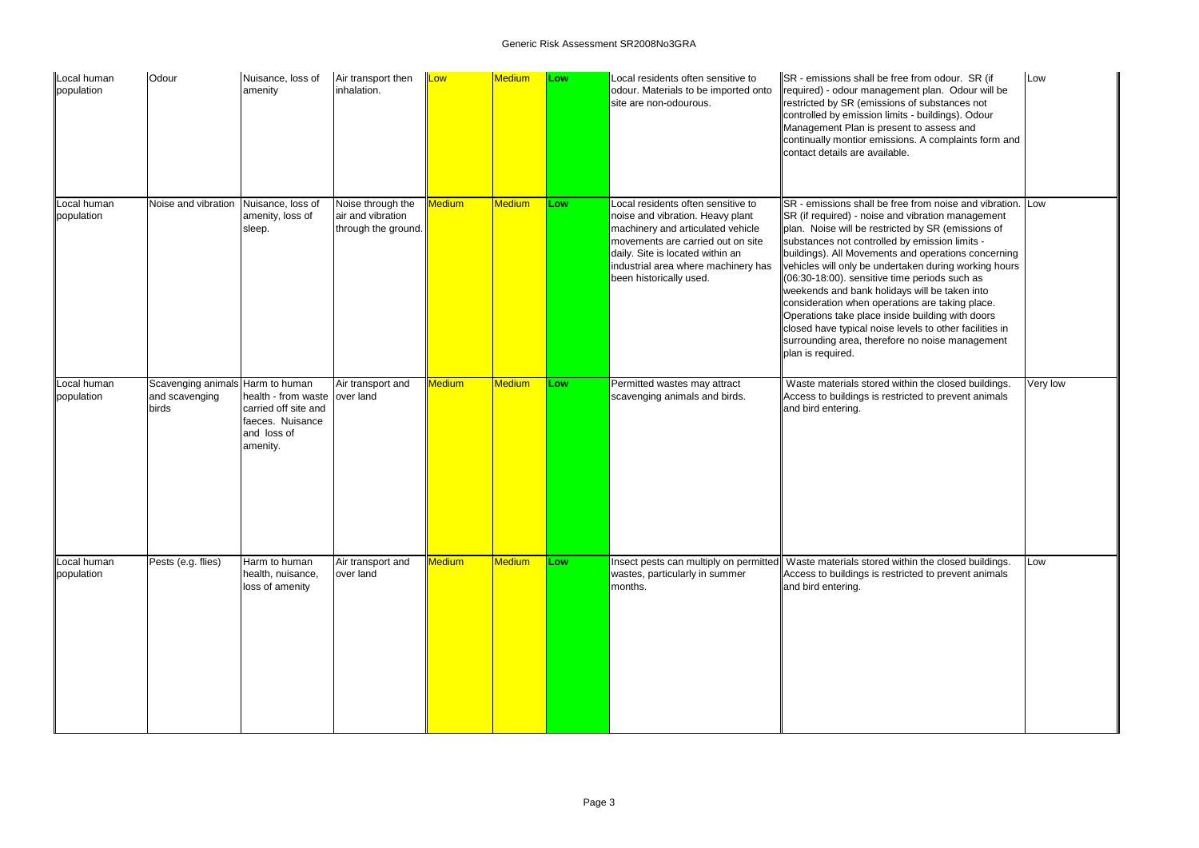| Local human population | Odour | Nuisance, loss of amenity | Air transport then inhalation. | Low | Medium | Low | Local residents often sensitive to odour. Materials to be imported onto site are non-odourous. | SR - emissions shall be free from odour. SR (if required) - odour management plan. Odour will be restricted by SR (emissions of substances not controlled by emission limits - buildings). Odour Management Plan is present to assess and continually montior emissions. A complaints form and contact details are available. | Low |
|---|---|---|---|---|---|---|---|---|---|
| Local human population | Noise and vibration | Nuisance, loss of amenity, loss of sleep. | Noise through the air and vibration through the ground. | Medium | Medium | Low | Local residents often sensitive to noise and vibration. Heavy plant machinery and articulated vehicle movements are carried out on site daily. Site is located within an industrial area where machinery has been historically used. | SR - emissions shall be free from noise and vibration. SR (if required) - noise and vibration management plan. Noise will be restricted by SR (emissions of substances not controlled by emission limits - buildings). All Movements and operations concerning vehicles will only be undertaken during working hours (06:30-18:00). sensitive time periods such as weekends and bank holidays will be taken into consideration when operations are taking place. Operations take place inside building with doors closed have typical noise levels to other facilities in surrounding area, therefore no noise management plan is required. | Low |
| Local human population | Scavenging animals and scavenging birds | Harm to human health - from waste carried off site and faeces. Nuisance and loss of amenity. | Air transport and over land | Medium | Medium | Low | Permitted wastes may attract scavenging animals and birds. | Waste materials stored within the closed buildings. Access to buildings is restricted to prevent animals and bird entering. | Very low |
| Local human population | Pests (e.g. flies) | Harm to human health, nuisance, loss of amenity | Air transport and over land | Medium | Medium | Low | Insect pests can multiply on permitted wastes, particularly in summer months. | Waste materials stored within the closed buildings. Access to buildings is restricted to prevent animals and bird entering. | Low |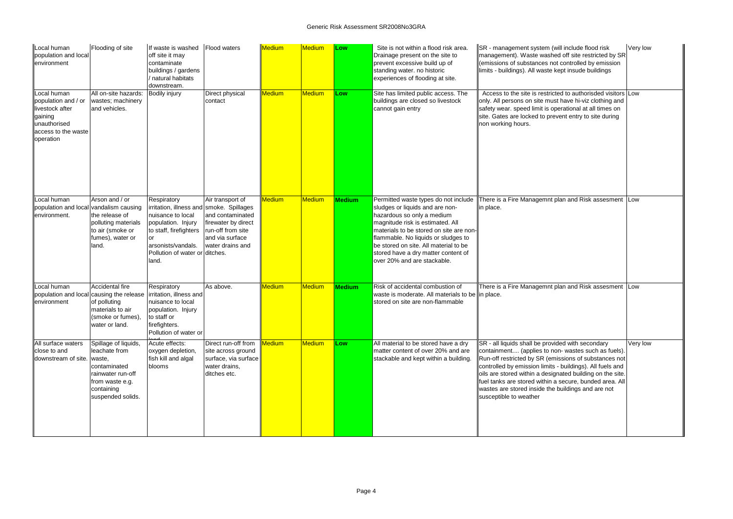| | | | | | | | | | |
|---|---|---|---|---|---|---|---|---|---|
| Local human population and local environment | Flooding of site | If waste is washed off site it may contaminate buildings / gardens / natural habitats downstream. | Flood waters | Medium | Medium | Low | Site is not within a flood risk area. Drainage present on the site to prevent excessive build up of standing water. no historic experiences of flooding at site. | SR - management system (will include flood risk management). Waste washed off site restricted by SR (emissions of substances not controlled by emission limits - buildings). All waste kept insude buildings | Very low |
| Local human population and / or livestock after gaining unauthorised access to the waste operation | All on-site hazards: wastes; machinery and vehicles. | Bodily injury | Direct physical contact | Medium | Medium | Low | Site has limited public access. The buildings are closed so livestock cannot gain entry | Access to the site is restricted to authorisded visitors only. All persons on site must have hi-viz clothing and safety wear. speed limit is operational at all times on site. Gates are locked to prevent entry to site during non working hours. | Low |
| Local human population and local environment. | Arson and / or vandalism causing the release of polluting materials to air (smoke or fumes), water or land. | Respiratory irritation, illness and nuisance to local population. Injury to staff, firefighters or arsonists/vandals. Pollution of water or land. | Air transport of smoke. Spillages and contaminated firewater by direct run-off from site and via surface water drains and ditches. | Medium | Medium | Medium | Permitted waste types do not include sludges or liquids and are non-hazardous so only a medium magnitude risk is estimated. All materials to be stored on site are non-flammable. No liquids or sludges to be stored on site. All material to be stored have a dry matter content of over 20% and are stackable. | There is a Fire Managemnt plan and Risk assesment in place. | Low |
| Local human population and local environment | Accidental fire causing the release of polluting materials to air (smoke or fumes), water or land. | Respiratory irritation, illness and nuisance to local population. Injury to staff or firefighters. Pollution of water or land. | As above. | Medium | Medium | Medium | Risk of accidental combustion of waste is moderate. All materials to be stored on site are non-flammable | There is a Fire Managemnt plan and Risk assesment in place. | Low |
| All surface waters close to and downstream of site. | Spillage of liquids, leachate from waste, contaminated rainwater run-off from waste e.g. containing suspended solids. | Acute effects: oxygen depletion, fish kill and algal blooms | Direct run-off from site across ground surface, via surface water drains, ditches etc. | Medium | Medium | Low | All material to be stored have a dry matter content of over 20% and are stackable and kept within a building. | SR - all liquids shall be provided with secondary containment.... (applies to non- wastes such as fuels). Run-off restricted by SR (emissions of substances not controlled by emission limits - buildings). All fuels and oils are stored within a designated building on the site. fuel tanks are stored within a secure, bunded area. All wastes are stored inside the buildings and are not susceptible to weather | Very low |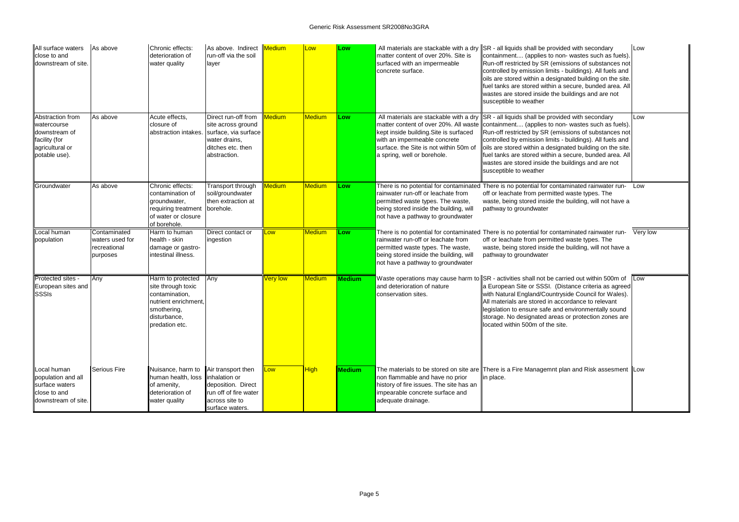| All surface waters close to and downstream of site. | As above | Chronic effects: deterioration of water quality | As above. Indirect run-off via the soil layer | Medium | Low | Low | All materials are stackable with a dry matter content of over 20%. Site is surfaced with an impermeable concrete surface. | SR - all liquids shall be provided with secondary containment.... (applies to non- wastes such as fuels). Run-off restricted by SR (emissions of substances not controlled by emission limits - buildings). All fuels and oils are stored within a designated building on the site. fuel tanks are stored within a secure, bunded area. All wastes are stored inside the buildings and are not susceptible to weather | Low |
|---|---|---|---|---|---|---|---|---|---|
| Abstraction from watercourse downstream of facility (for agricultural or potable use). | As above | Acute effects, closure of abstraction intakes. | Direct run-off from site across ground surface, via surface water drains, ditches etc. then abstraction. | Medium | Medium | Low | All materials are stackable with a dry matter content of over 20%. All waste kept inside building.Site is surfaced with an impermeable concrete surface. the Site is not within 50m of a spring, well or borehole. | SR - all liquids shall be provided with secondary containment.... (applies to non- wastes such as fuels). Run-off restricted by SR (emissions of substances not controlled by emission limits - buildings). All fuels and oils are stored within a designated building on the site. fuel tanks are stored within a secure, bunded area. All wastes are stored inside the buildings and are not susceptible to weather | Low |
| Groundwater | As above | Chronic effects: contamination of groundwater, requiring treatment of water or closure of borehole. | Transport through soil/groundwater then extraction at borehole. | Medium | Medium | Low | There is no potential for contaminated rainwater run-off or leachate from permitted waste types. The waste, being stored inside the building, will not have a pathway to groundwater | There is no potential for contaminated rainwater run-off or leachate from permitted waste types. The waste, being stored inside the building, will not have a pathway to groundwater | Low |
| Local human population | Contaminated waters used for recreational purposes | Harm to human health - skin damage or gastro-intestinal illness. | Direct contact or ingestion | Low | Medium | Low | There is no potential for contaminated rainwater run-off or leachate from permitted waste types. The waste, being stored inside the building, will not have a pathway to groundwater | There is no potential for contaminated rainwater run-off or leachate from permitted waste types. The waste, being stored inside the building, will not have a pathway to groundwater | Very low |
| Protected sites - European sites and SSSIs | Any | Harm to protected site through toxic contamination, nutrient enrichment, smothering, disturbance, predation etc. | Any | Very low | Medium | Medium | Waste operations may cause harm to and deterioration of nature conservation sites. | SR - activities shall not be carried out within 500m of a European Site or SSSI. (Distance criteria as agreed with Natural England/Countryside Council for Wales). All materials are stored in accordance to relevant legislation to ensure safe and environmentally sound storage. No designated areas or protection zones are located within 500m of the site. | Low |
| Local human population and all surface waters close to and downstream of site. | Serious Fire | Nuisance, harm to human health, loss of amenity, deterioration of water quality | Air transport then inhalation or deposition. Direct run off of fire water across site to surface waters. | Low | High | Medium | The materials to be stored on site are non flammable and have no prior history of fire issues. The site has an impearable concrete surface and adequate drainage. | There is a Fire Managemnt plan and Risk assesment in place. | Low |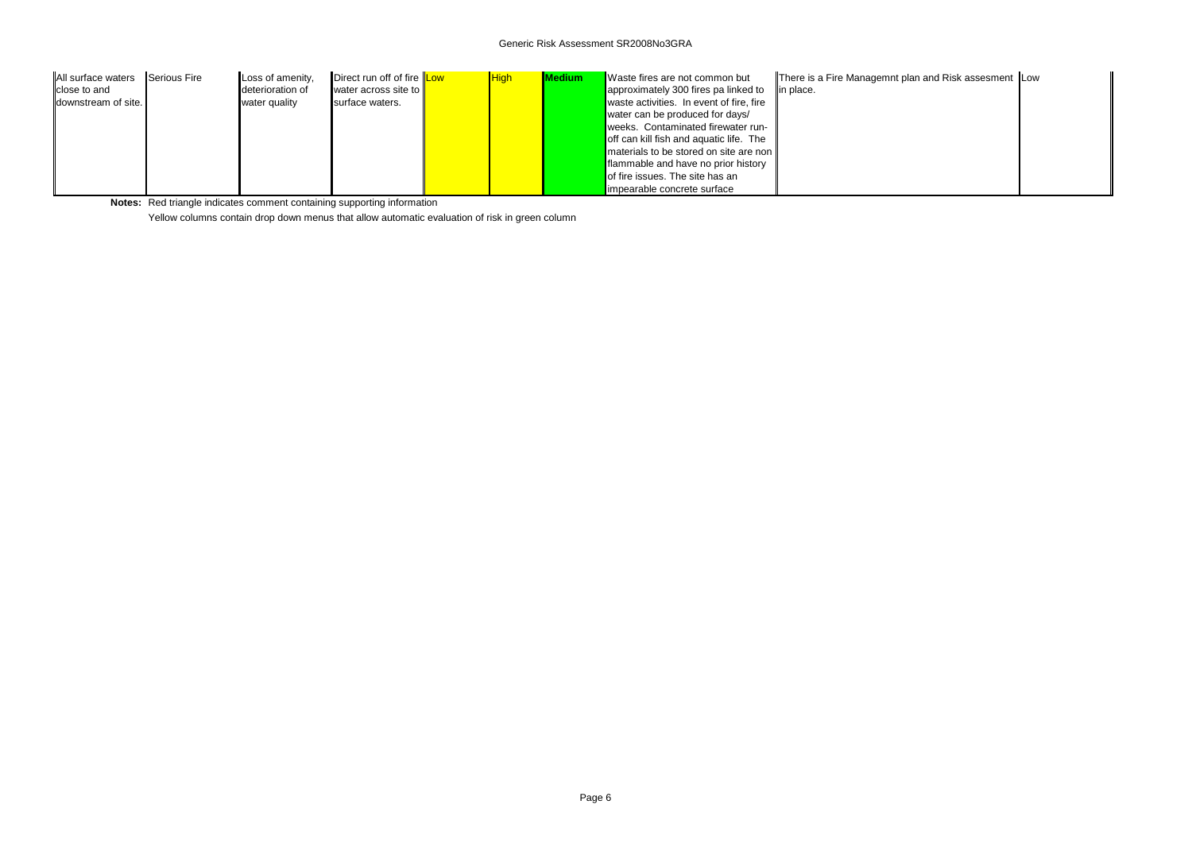| | | | | | | | | | |
|---|---|---|---|---|---|---|---|---|---|
| All surface waters close to and downstream of site. | Serious Fire | Loss of amenity, deterioration of water quality | Direct run off of fire water across site to surface waters. | Low | High | Medium | Waste fires are not common but approximately 300 fires pa linked to waste activities. In event of fire, fire water can be produced for days/ weeks. Contaminated firewater run-off can kill fish and aquatic life. The materials to be stored on site are non flammable and have no prior history of fire issues. The site has an impearable concrete surface | There is a Fire Managemnt plan and Risk assesment in place. | Low |

**Notes:** Red triangle indicates comment containing supporting information

Yellow columns contain drop down menus that allow automatic evaluation of risk in green column